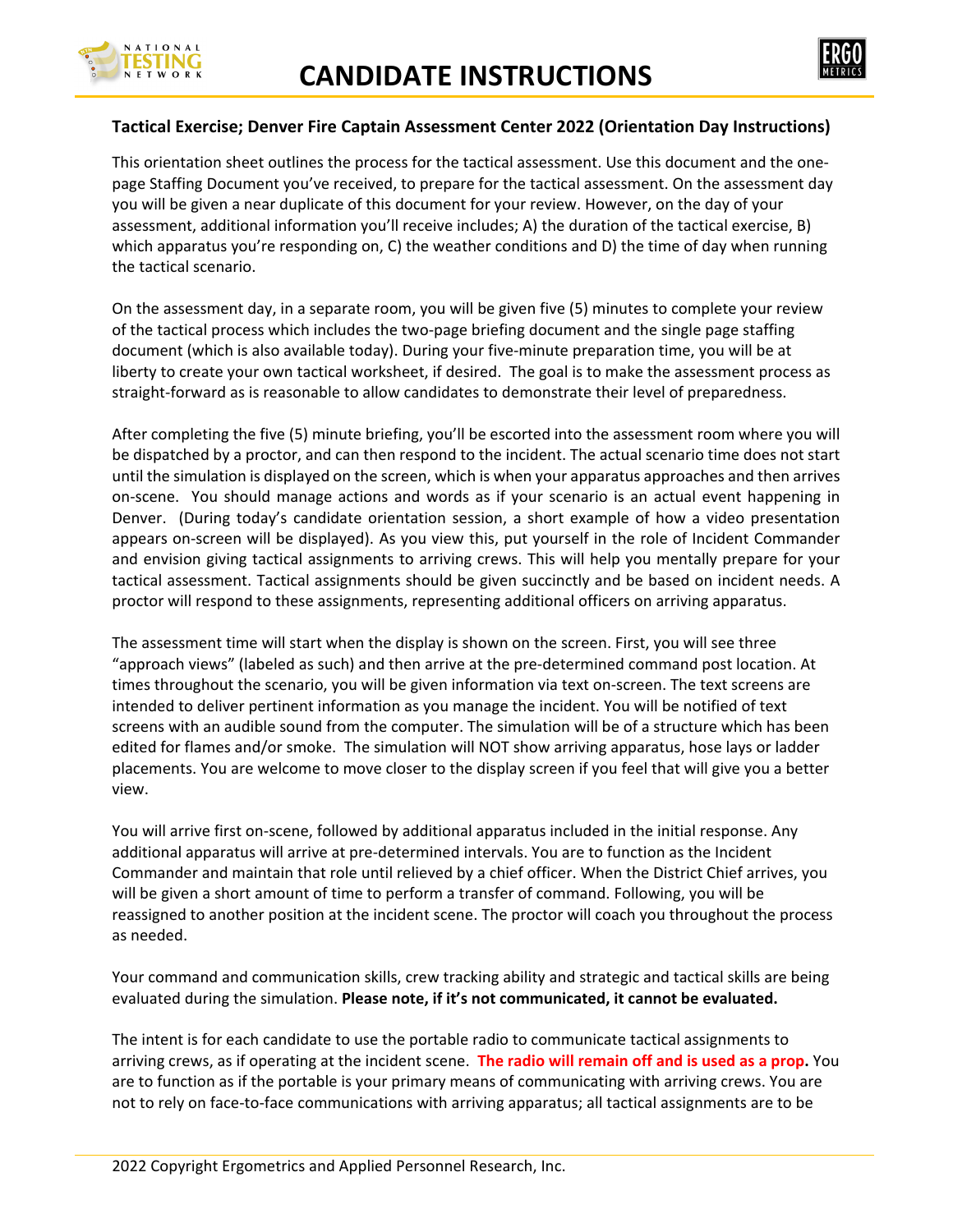# CANDIDATE INSTRUCTIONS

**Tactical Exercise; Denver Fire Captain Assessment Center 2022 (Orientation Day Instructions)**

This orientation sheet outlines the process for the tactical assessment. Use this document and the one-page Staffing Document you've received, to prepare for the tactical assessment. On the assessment day you will be given a near duplicate of this document for your review. However, on the day of your assessment, additional information you'll receive includes; A) the duration of the tactical exercise, B) which apparatus you're responding on, C) the weather conditions and D) the time of day when running the tactical scenario.

On the assessment day, in a separate room, you will be given five (5) minutes to complete your review of the tactical process which includes the two-page briefing document and the single page staffing document (which is also available today). During your five-minute preparation time, you will be at liberty to create your own tactical worksheet, if desired. The goal is to make the assessment process as straight-forward as is reasonable to allow candidates to demonstrate their level of preparedness.

After completing the five (5) minute briefing, you'll be escorted into the assessment room where you will be dispatched by a proctor, and can then respond to the incident. The actual scenario time does not start until the simulation is displayed on the screen, which is when your apparatus approaches and then arrives on-scene. You should manage actions and words as if your scenario is an actual event happening in Denver. (During today's candidate orientation session, a short example of how a video presentation appears on-screen will be displayed). As you view this, put yourself in the role of Incident Commander and envision giving tactical assignments to arriving crews. This will help you mentally prepare for your tactical assessment. Tactical assignments should be given succinctly and be based on incident needs. A proctor will respond to these assignments, representing additional officers on arriving apparatus.

The assessment time will start when the display is shown on the screen. First, you will see three "approach views" (labeled as such) and then arrive at the pre-determined command post location. At times throughout the scenario, you will be given information via text on-screen. The text screens are intended to deliver pertinent information as you manage the incident. You will be notified of text screens with an audible sound from the computer. The simulation will be of a structure which has been edited for flames and/or smoke. The simulation will NOT show arriving apparatus, hose lays or ladder placements. You are welcome to move closer to the display screen if you feel that will give you a better view.

You will arrive first on-scene, followed by additional apparatus included in the initial response. Any additional apparatus will arrive at pre-determined intervals. You are to function as the Incident Commander and maintain that role until relieved by a chief officer. When the District Chief arrives, you will be given a short amount of time to perform a transfer of command. Following, you will be reassigned to another position at the incident scene. The proctor will coach you throughout the process as needed.

Your command and communication skills, crew tracking ability and strategic and tactical skills are being evaluated during the simulation. **Please note, if it's not communicated, it cannot be evaluated.**

The intent is for each candidate to use the portable radio to communicate tactical assignments to arriving crews, as if operating at the incident scene. **The radio will remain off and is used as a prop.** You are to function as if the portable is your primary means of communicating with arriving crews. You are not to rely on face-to-face communications with arriving apparatus; all tactical assignments are to be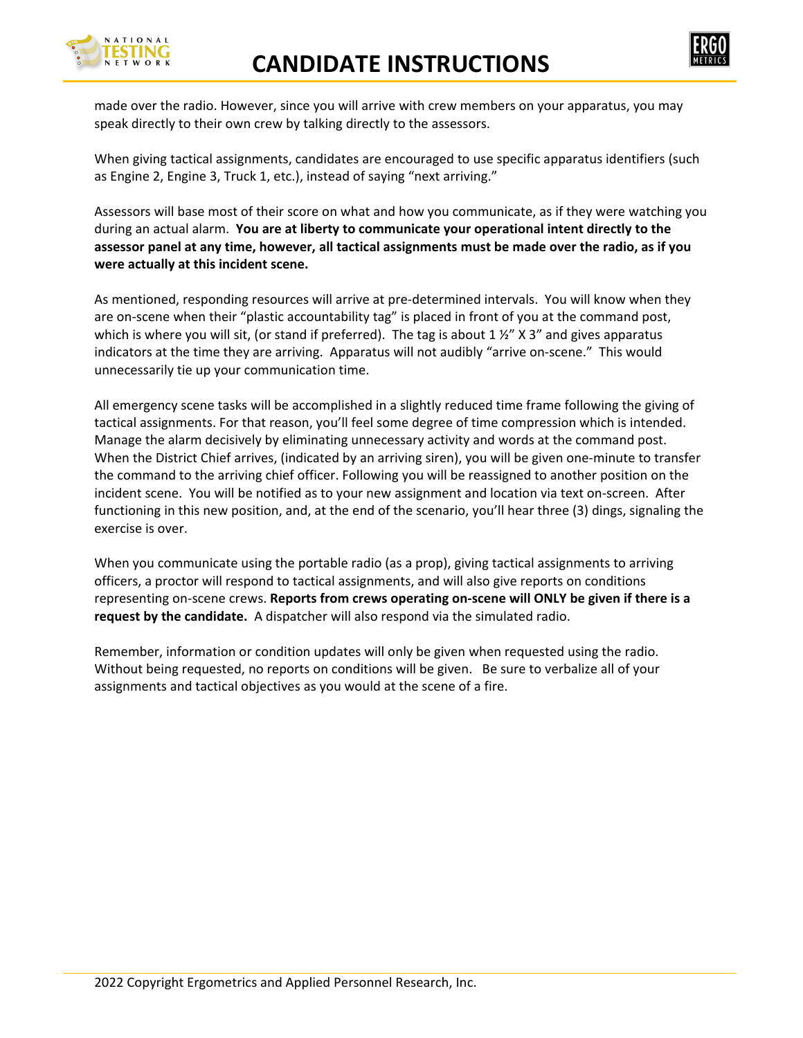made over the radio. However, since you will arrive with crew members on your apparatus, you may speak directly to their own crew by talking directly to the assessors.

When giving tactical assignments, candidates are encouraged to use specific apparatus identifiers (such as Engine 2, Engine 3, Truck 1, etc.), instead of saying "next arriving."

Assessors will base most of their score on what and how you communicate, as if they were watching you during an actual alarm. **You are at liberty to communicate your operational intent directly to the assessor panel at any time, however, all tactical assignments must be made over the radio, as if you were actually at this incident scene.**

As mentioned, responding resources will arrive at pre-determined intervals. You will know when they are on-scene when their "plastic accountability tag" is placed in front of you at the command post, which is where you will sit, (or stand if preferred). The tag is about 1 ½" X 3" and gives apparatus indicators at the time they are arriving. Apparatus will not audibly "arrive on-scene." This would unnecessarily tie up your communication time.

All emergency scene tasks will be accomplished in a slightly reduced time frame following the giving of tactical assignments. For that reason, you'll feel some degree of time compression which is intended. Manage the alarm decisively by eliminating unnecessary activity and words at the command post. When the District Chief arrives, (indicated by an arriving siren), you will be given one-minute to transfer the command to the arriving chief officer. Following you will be reassigned to another position on the incident scene. You will be notified as to your new assignment and location via text on-screen. After functioning in this new position, and, at the end of the scenario, you'll hear three (3) dings, signaling the exercise is over.

When you communicate using the portable radio (as a prop), giving tactical assignments to arriving officers, a proctor will respond to tactical assignments, and will also give reports on conditions representing on-scene crews. **Reports from crews operating on-scene will ONLY be given if there is a request by the candidate.** A dispatcher will also respond via the simulated radio.

Remember, information or condition updates will only be given when requested using the radio. Without being requested, no reports on conditions will be given. Be sure to verbalize all of your assignments and tactical objectives as you would at the scene of a fire.